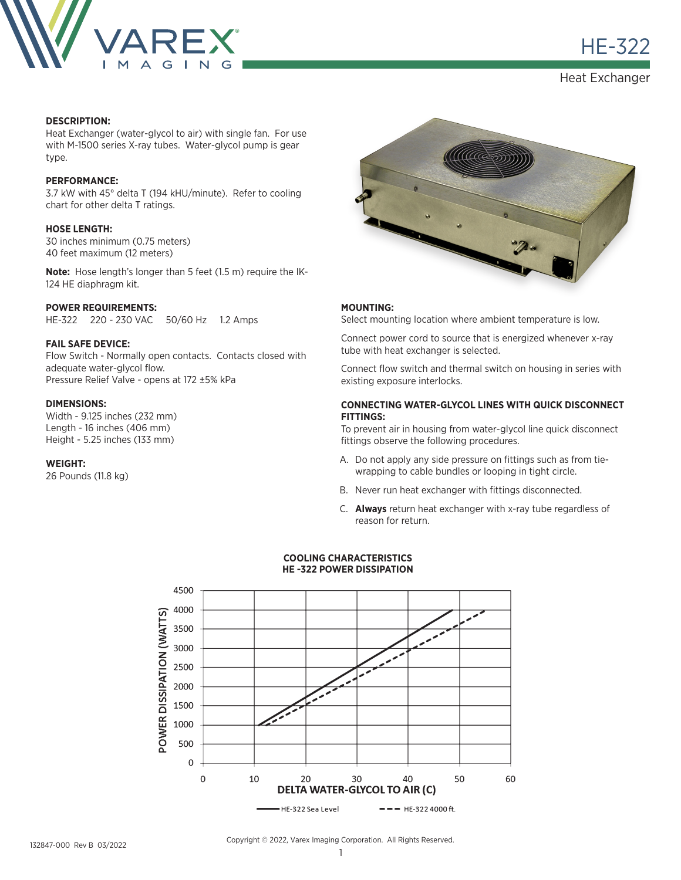# HE-322

## Heat Exchanger

**DESCRIPTION:**
Heat Exchanger (water-glycol to air) with single fan. For use with M-1500 series X-ray tubes. Water-glycol pump is gear type.

**PERFORMANCE:**
3.7 kW with 45° delta T (194 kHU/minute). Refer to cooling chart for other delta T ratings.

**HOSE LENGTH:**
30 inches minimum (0.75 meters)
40 feet maximum (12 meters)

**Note:** Hose length's longer than 5 feet (1.5 m) require the IK-124 HE diaphragm kit.

**POWER REQUIREMENTS:**
HE-322 220 - 230 VAC 50/60 Hz 1.2 Amps

**FAIL SAFE DEVICE:**
Flow Switch - Normally open contacts. Contacts closed with adequate water-glycol flow.
Pressure Relief Valve - opens at 172 ±5% kPa

**DIMENSIONS:**
Width - 9.125 inches (232 mm)
Length - 16 inches (406 mm)
Height - 5.25 inches (133 mm)

**WEIGHT:**
26 Pounds (11.8 kg)

**MOUNTING:**
Select mounting location where ambient temperature is low.

Connect power cord to source that is energized whenever x-ray tube with heat exchanger is selected.

Connect flow switch and thermal switch on housing in series with existing exposure interlocks.

**CONNECTING WATER-GLYCOL LINES WITH QUICK DISCONNECT FITTINGS:**
To prevent air in housing from water-glycol line quick disconnect fittings observe the following procedures.

A. Do not apply any side pressure on fittings such as from tie-wrapping to cable bundles or looping in tight circle.
B. Never run heat exchanger with fittings disconnected.
C. **Always** return heat exchanger with x-ray tube regardless of reason for return.

**COOLING CHARACTERISTICS**
**HE -322 POWER DISSIPATION**

POWER DISSIPATION (WATTS) vs. DELTA WATER-GLYCOL TO AIR (C)

Legend: HE-322 Sea Level; HE-322 4000 ft.

132847-000 Rev B 03/2022

Copyright © 2022, Varex Imaging Corporation. All Rights Reserved.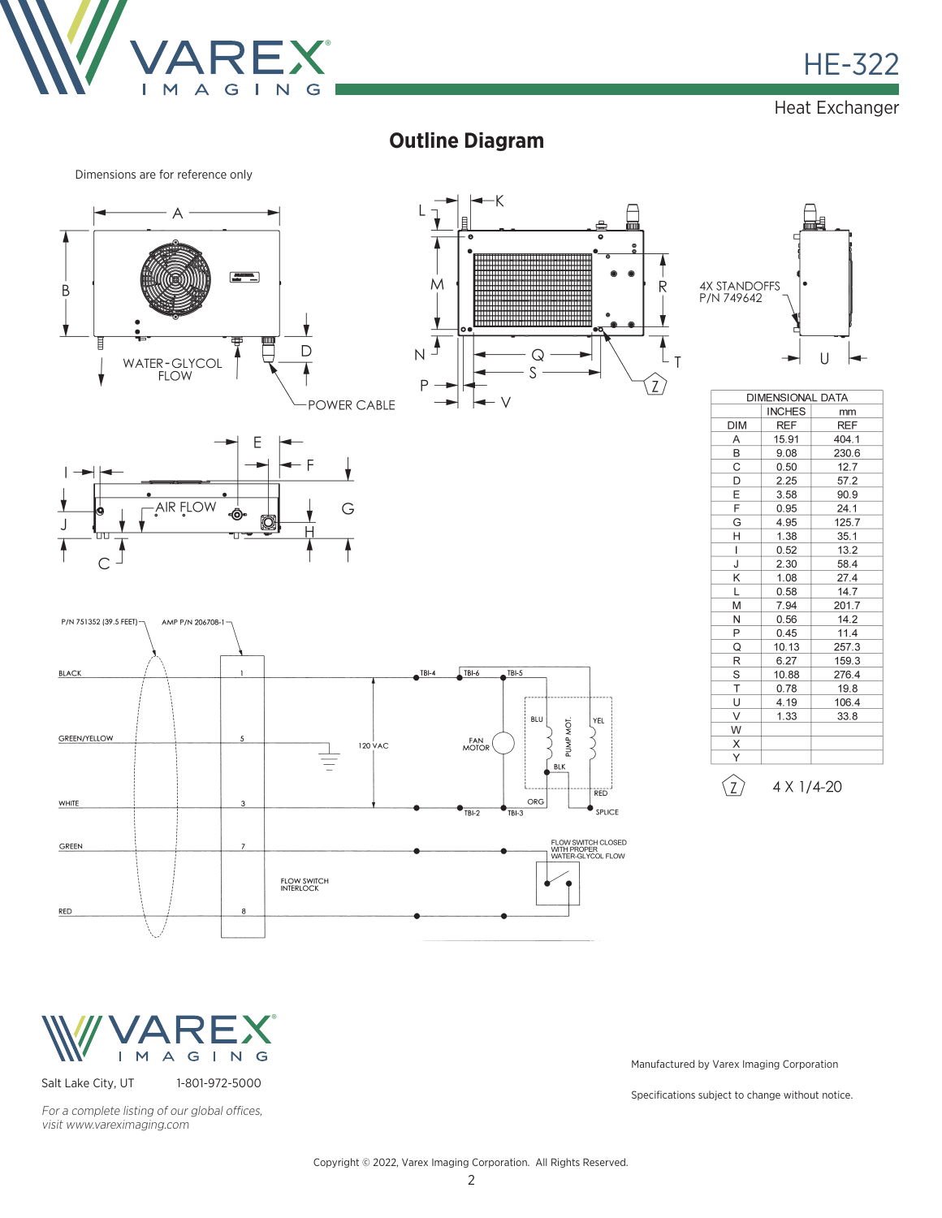## Outline Diagram

Dimensions are for reference only

A
B
WATER-GLYCOL FLOW
D
POWER CABLE
L
K
M
N
P
Q
S
V
R
T
Z
4X STANDOFFS P/N 749642
U
E
F
I
J
C
AIR FLOW
G
H

| DIMENSIONAL DATA | | |
|---|---|---|
| | INCHES | mm |
| DIM | REF | REF |
| A | 15.91 | 404.1 |
| B | 9.08 | 230.6 |
| C | 0.50 | 12.7 |
| D | 2.25 | 57.2 |
| E | 3.58 | 90.9 |
| F | 0.95 | 24.1 |
| G | 4.95 | 125.7 |
| H | 1.38 | 35.1 |
| I | 0.52 | 13.2 |
| J | 2.30 | 58.4 |
| K | 1.08 | 27.4 |
| L | 0.58 | 14.7 |
| M | 7.94 | 201.7 |
| N | 0.56 | 14.2 |
| P | 0.45 | 11.4 |
| Q | 10.13 | 257.3 |
| R | 6.27 | 159.3 |
| S | 10.88 | 276.4 |
| T | 0.78 | 19.8 |
| U | 4.19 | 106.4 |
| V | 1.33 | 33.8 |
| W | | |
| X | | |
| Y | | |

Z 4 X 1/4-20

P/N 751352 (39.5 FEET)
AMP P/N 206708-1
BLACK 1
GREEN/YELLOW 5
WHITE 3
GREEN 7
RED 8
120 VAC
TBI-4
TBI-6
TBI-5
TBI-2
TBI-3
FAN MOTOR
PUMP MOT.
BLU
YEL
BLK
RED
ORG
SPLICE
FLOW SWITCH INTERLOCK
FLOW SWITCH CLOSED WITH PROPER WATER-GLYCOL FLOW

Salt Lake City, UT 1-801-972-5000

*For a complete listing of our global offices, visit www.vareximaging.com*

Manufactured by Varex Imaging Corporation

Specifications subject to change without notice.

Copyright © 2022, Varex Imaging Corporation. All Rights Reserved.